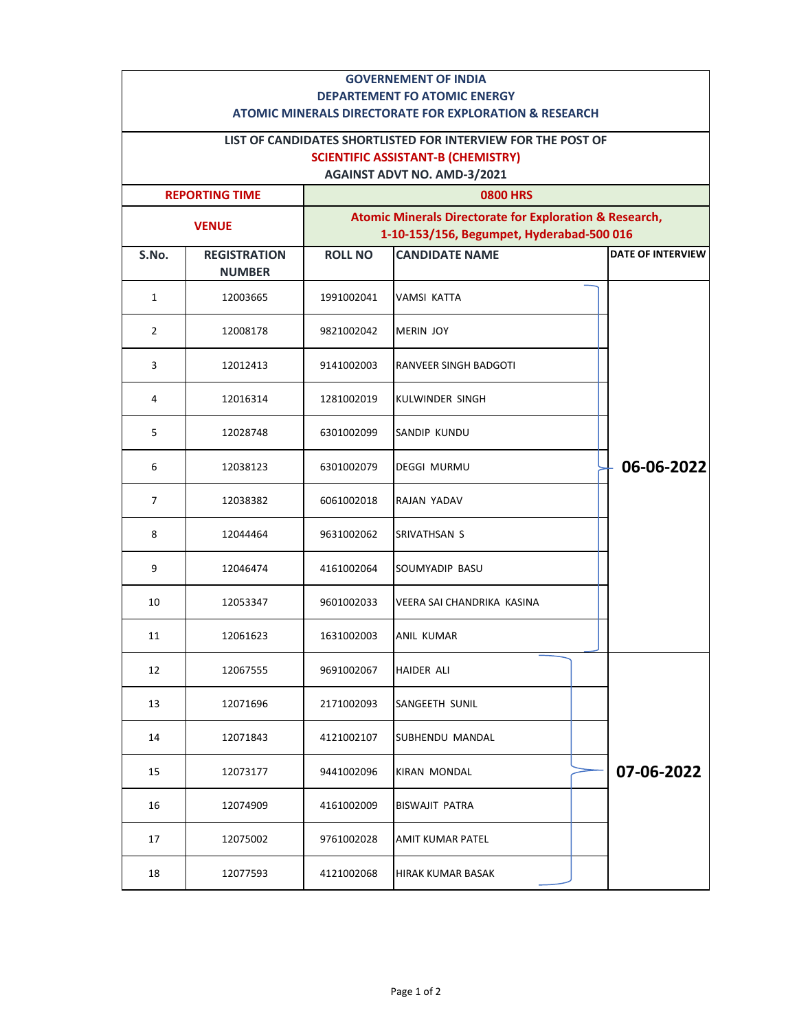**GOVERNEMENT OF INDIA**
**DEPARTEMENT FO ATOMIC ENERGY**
**ATOMIC MINERALS DIRECTORATE FOR EXPLORATION & RESEARCH**

**LIST OF CANDIDATES SHORTLISTED FOR INTERVIEW FOR THE POST OF**
**SCIENTIFIC ASSISTANT-B (CHEMISTRY)**
**AGAINST ADVT NO. AMD-3/2021**

| **REPORTING TIME** | **0800 HRS** |
|---|---|
| **VENUE** | **Atomic Minerals Directorate for Exploration & Research, 1-10-153/156, Begumpet, Hyderabad-500 016** |

| S.No. | REGISTRATION NUMBER | ROLL NO | CANDIDATE NAME | DATE OF INTERVIEW |
|---|---|---|---|---|
| 1 | 12003665 | 1991002041 | VAMSI KATTA | 06-06-2022 |
| 2 | 12008178 | 9821002042 | MERIN JOY | 06-06-2022 |
| 3 | 12012413 | 9141002003 | RANVEER SINGH BADGOTI | 06-06-2022 |
| 4 | 12016314 | 1281002019 | KULWINDER SINGH | 06-06-2022 |
| 5 | 12028748 | 6301002099 | SANDIP KUNDU | 06-06-2022 |
| 6 | 12038123 | 6301002079 | DEGGI MURMU | 06-06-2022 |
| 7 | 12038382 | 6061002018 | RAJAN YADAV | 06-06-2022 |
| 8 | 12044464 | 9631002062 | SRIVATHSAN S | 06-06-2022 |
| 9 | 12046474 | 4161002064 | SOUMYADIP BASU | 06-06-2022 |
| 10 | 12053347 | 9601002033 | VEERA SAI CHANDRIKA KASINA | 06-06-2022 |
| 11 | 12061623 | 1631002003 | ANIL KUMAR | 06-06-2022 |
| 12 | 12067555 | 9691002067 | HAIDER ALI | 07-06-2022 |
| 13 | 12071696 | 2171002093 | SANGEETH SUNIL | 07-06-2022 |
| 14 | 12071843 | 4121002107 | SUBHENDU MANDAL | 07-06-2022 |
| 15 | 12073177 | 9441002096 | KIRAN MONDAL | 07-06-2022 |
| 16 | 12074909 | 4161002009 | BISWAJIT PATRA | 07-06-2022 |
| 17 | 12075002 | 9761002028 | AMIT KUMAR PATEL | 07-06-2022 |
| 18 | 12077593 | 4121002068 | HIRAK KUMAR BASAK | 07-06-2022 |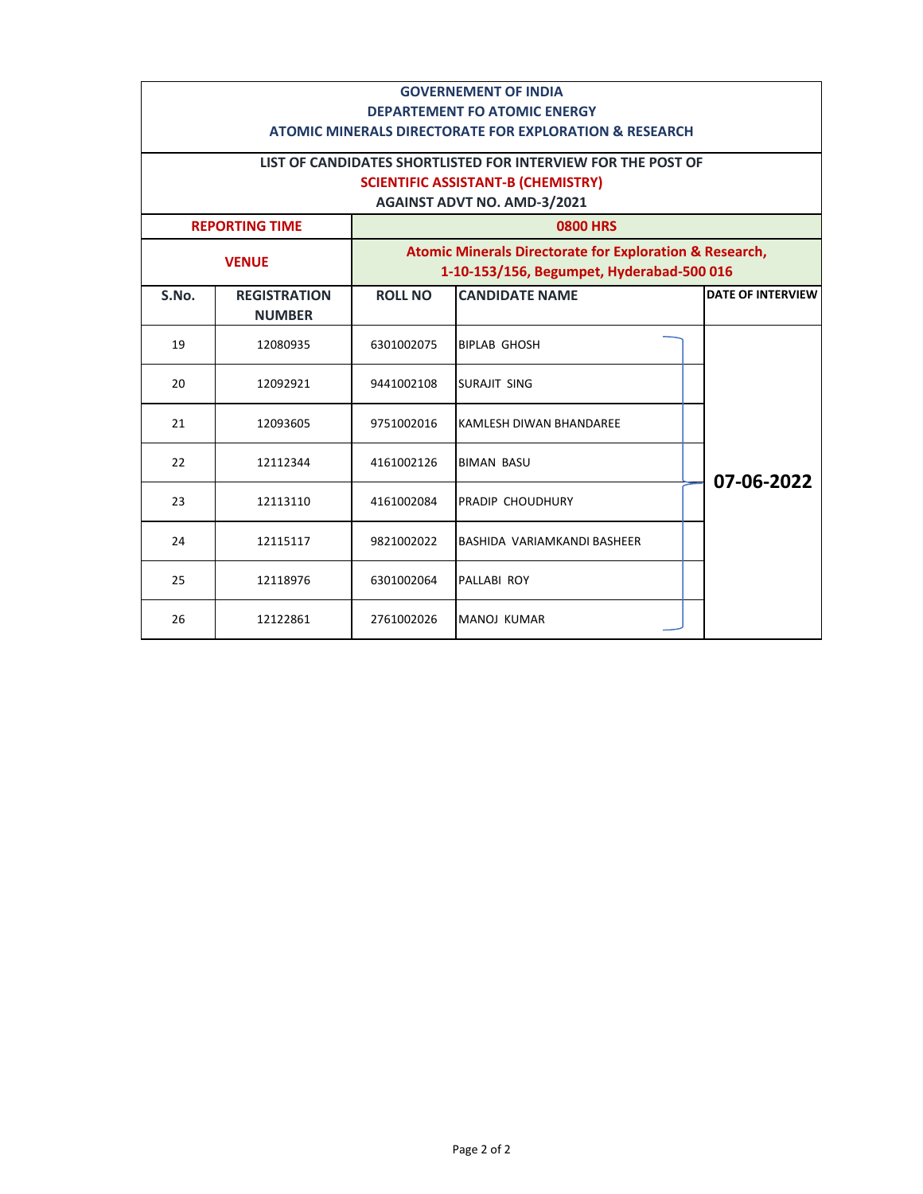**GOVERNEMENT OF INDIA**
**DEPARTEMENT FO ATOMIC ENERGY**
**ATOMIC MINERALS DIRECTORATE FOR EXPLORATION & RESEARCH**

**LIST OF CANDIDATES SHORTLISTED FOR INTERVIEW FOR THE POST OF**
**SCIENTIFIC ASSISTANT-B (CHEMISTRY)**
**AGAINST ADVT NO. AMD-3/2021**

| | |
|---|---|
| **REPORTING TIME** | **0800 HRS** |
| **VENUE** | **Atomic Minerals Directorate for Exploration & Research, 1-10-153/156, Begumpet, Hyderabad-500 016** |

| S.No. | REGISTRATION NUMBER | ROLL NO | CANDIDATE NAME | DATE OF INTERVIEW |
|---|---|---|---|---|
| 19 | 12080935 | 6301002075 | BIPLAB GHOSH | 07-06-2022 |
| 20 | 12092921 | 9441002108 | SURAJIT SING | 07-06-2022 |
| 21 | 12093605 | 9751002016 | KAMLESH DIWAN BHANDAREE | 07-06-2022 |
| 22 | 12112344 | 4161002126 | BIMAN BASU | 07-06-2022 |
| 23 | 12113110 | 4161002084 | PRADIP CHOUDHURY | 07-06-2022 |
| 24 | 12115117 | 9821002022 | BASHIDA VARIAMKANDI BASHEER | 07-06-2022 |
| 25 | 12118976 | 6301002064 | PALLABI ROY | 07-06-2022 |
| 26 | 12122861 | 2761002026 | MANOJ KUMAR | 07-06-2022 |